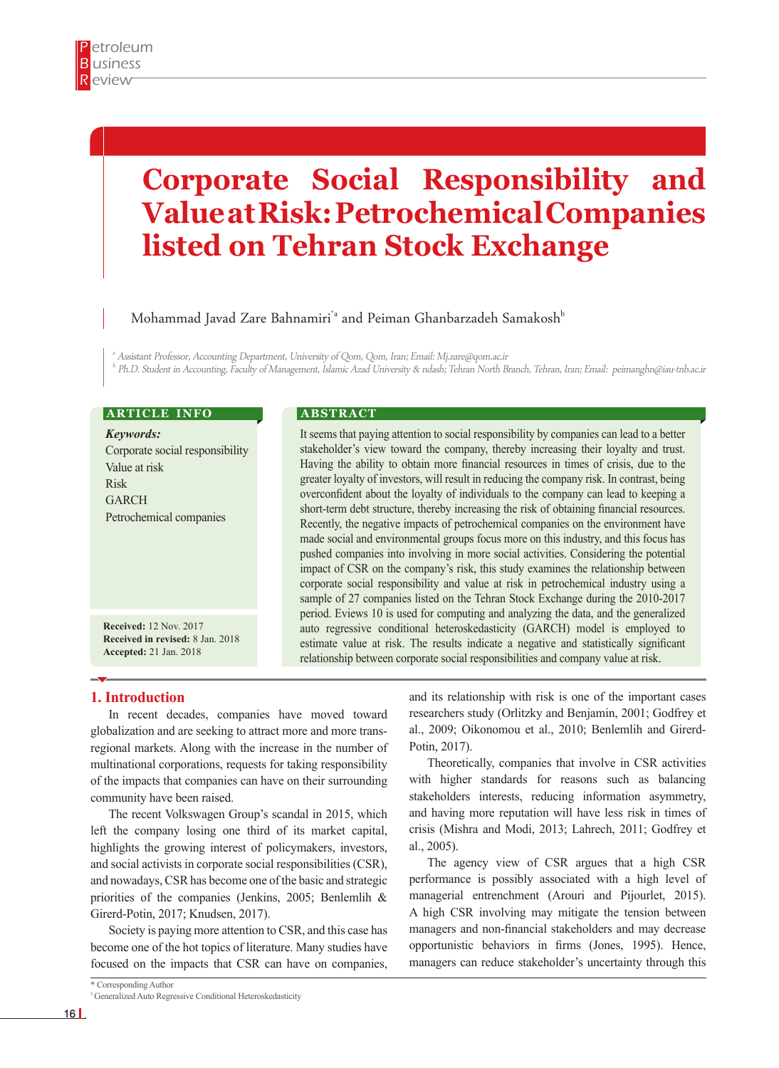# Corporate Social Responsibility and Value at Risk: Petrochemical Companies listed on Tehran Stock Exchange

Mohammad Javad Zare Bahnamiri[*a] and Peiman Ghanbarzadeh Samakosh[b]

[a] Assistant Professor, Accounting Department, University of Qom, Qom, Iran; Email: Mj.zare@qom.ac.ir
[b] Ph.D. Student in Accounting, Faculty of Management, Islamic Azad University & ndash; Tehran North Branch, Tehran, Iran; Email: peimanghn@iau-tnb.ac.ir

## ARTICLE INFO

***Keywords:***
Corporate social responsibility
Value at risk
Risk
GARCH
Petrochemical companies

**Received:** 12 Nov. 2017
**Received in revised:** 8 Jan. 2018
**Accepted:** 21 Jan. 2018

## ABSTRACT

It seems that paying attention to social responsibility by companies can lead to a better stakeholder's view toward the company, thereby increasing their loyalty and trust. Having the ability to obtain more financial resources in times of crisis, due to the greater loyalty of investors, will result in reducing the company risk. In contrast, being overconfident about the loyalty of individuals to the company can lead to keeping a short-term debt structure, thereby increasing the risk of obtaining financial resources. Recently, the negative impacts of petrochemical companies on the environment have made social and environmental groups focus more on this industry, and this focus has pushed companies into involving in more social activities. Considering the potential impact of CSR on the company's risk, this study examines the relationship between corporate social responsibility and value at risk in petrochemical industry using a sample of 27 companies listed on the Tehran Stock Exchange during the 2010-2017 period. Eviews 10 is used for computing and analyzing the data, and the generalized auto regressive conditional heteroskedasticity (GARCH) model is employed to estimate value at risk. The results indicate a negative and statistically significant relationship between corporate social responsibilities and company value at risk.

## 1. Introduction

In recent decades, companies have moved toward globalization and are seeking to attract more and more trans-regional markets. Along with the increase in the number of multinational corporations, requests for taking responsibility of the impacts that companies can have on their surrounding community have been raised.

The recent Volkswagen Group's scandal in 2015, which left the company losing one third of its market capital, highlights the growing interest of policymakers, investors, and social activists in corporate social responsibilities (CSR), and nowadays, CSR has become one of the basic and strategic priorities of the companies (Jenkins, 2005; Benlemlih & Girerd-Potin, 2017; Knudsen, 2017).

Society is paying more attention to CSR, and this case has become one of the hot topics of literature. Many studies have focused on the impacts that CSR can have on companies, and its relationship with risk is one of the important cases researchers study (Orlitzky and Benjamin, 2001; Godfrey et al., 2009; Oikonomou et al., 2010; Benlemlih and Girerd-Potin, 2017).

Theoretically, companies that involve in CSR activities with higher standards for reasons such as balancing stakeholders interests, reducing information asymmetry, and having more reputation will have less risk in times of crisis (Mishra and Modi, 2013; Lahrech, 2011; Godfrey et al., 2005).

The agency view of CSR argues that a high CSR performance is possibly associated with a high level of managerial entrenchment (Arouri and Pijourlet, 2015). A high CSR involving may mitigate the tension between managers and non-financial stakeholders and may decrease opportunistic behaviors in firms (Jones, 1995). Hence, managers can reduce stakeholder's uncertainty through this

\* Corresponding Author
[1] Generalized Auto Regressive Conditional Heteroskedasticity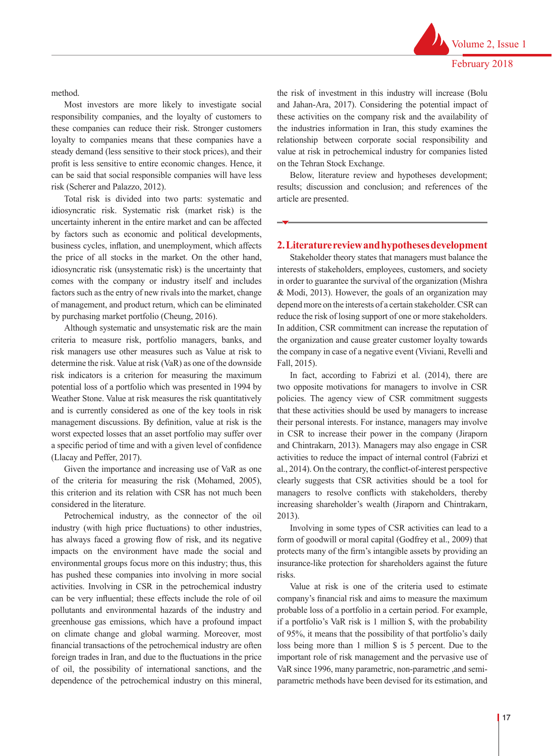method.

Most investors are more likely to investigate social responsibility companies, and the loyalty of customers to these companies can reduce their risk. Stronger customers loyalty to companies means that these companies have a steady demand (less sensitive to their stock prices), and their profit is less sensitive to entire economic changes. Hence, it can be said that social responsible companies will have less risk (Scherer and Palazzo, 2012).

Total risk is divided into two parts: systematic and idiosyncratic risk. Systematic risk (market risk) is the uncertainty inherent in the entire market and can be affected by factors such as economic and political developments, business cycles, inflation, and unemployment, which affects the price of all stocks in the market. On the other hand, idiosyncratic risk (unsystematic risk) is the uncertainty that comes with the company or industry itself and includes factors such as the entry of new rivals into the market, change of management, and product return, which can be eliminated by purchasing market portfolio (Cheung, 2016).

Although systematic and unsystematic risk are the main criteria to measure risk, portfolio managers, banks, and risk managers use other measures such as Value at risk to determine the risk. Value at risk (VaR) as one of the downside risk indicators is a criterion for measuring the maximum potential loss of a portfolio which was presented in 1994 by Weather Stone. Value at risk measures the risk quantitatively and is currently considered as one of the key tools in risk management discussions. By definition, value at risk is the worst expected losses that an asset portfolio may suffer over a specific period of time and with a given level of confidence (Llacay and Peffer, 2017).

Given the importance and increasing use of VaR as one of the criteria for measuring the risk (Mohamed, 2005), this criterion and its relation with CSR has not much been considered in the literature.

Petrochemical industry, as the connector of the oil industry (with high price fluctuations) to other industries, has always faced a growing flow of risk, and its negative impacts on the environment have made the social and environmental groups focus more on this industry; thus, this has pushed these companies into involving in more social activities. Involving in CSR in the petrochemical industry can be very influential; these effects include the role of oil pollutants and environmental hazards of the industry and greenhouse gas emissions, which have a profound impact on climate change and global warming. Moreover, most financial transactions of the petrochemical industry are often foreign trades in Iran, and due to the fluctuations in the price of oil, the possibility of international sanctions, and the dependence of the petrochemical industry on this mineral, the risk of investment in this industry will increase (Bolu and Jahan-Ara, 2017). Considering the potential impact of these activities on the company risk and the availability of the industries information in Iran, this study examines the relationship between corporate social responsibility and value at risk in petrochemical industry for companies listed on the Tehran Stock Exchange.

Below, literature review and hypotheses development; results; discussion and conclusion; and references of the article are presented.

## 2. Literature review and hypotheses development

Stakeholder theory states that managers must balance the interests of stakeholders, employees, customers, and society in order to guarantee the survival of the organization (Mishra & Modi, 2013). However, the goals of an organization may depend more on the interests of a certain stakeholder. CSR can reduce the risk of losing support of one or more stakeholders. In addition, CSR commitment can increase the reputation of the organization and cause greater customer loyalty towards the company in case of a negative event (Viviani, Revelli and Fall, 2015).

In fact, according to Fabrizi et al. (2014), there are two opposite motivations for managers to involve in CSR policies. The agency view of CSR commitment suggests that these activities should be used by managers to increase their personal interests. For instance, managers may involve in CSR to increase their power in the company (Jiraporn and Chintrakarn, 2013). Managers may also engage in CSR activities to reduce the impact of internal control (Fabrizi et al., 2014). On the contrary, the conflict-of-interest perspective clearly suggests that CSR activities should be a tool for managers to resolve conflicts with stakeholders, thereby increasing shareholder's wealth (Jiraporn and Chintrakarn, 2013).

Involving in some types of CSR activities can lead to a form of goodwill or moral capital (Godfrey et al., 2009) that protects many of the firm's intangible assets by providing an insurance-like protection for shareholders against the future risks.

Value at risk is one of the criteria used to estimate company's financial risk and aims to measure the maximum probable loss of a portfolio in a certain period. For example, if a portfolio's VaR risk is 1 million $, with the probability of 95%, it means that the possibility of that portfolio's daily loss being more than 1 million $ is 5 percent. Due to the important role of risk management and the pervasive use of VaR since 1996, many parametric, non-parametric ,and semi-parametric methods have been devised for its estimation, and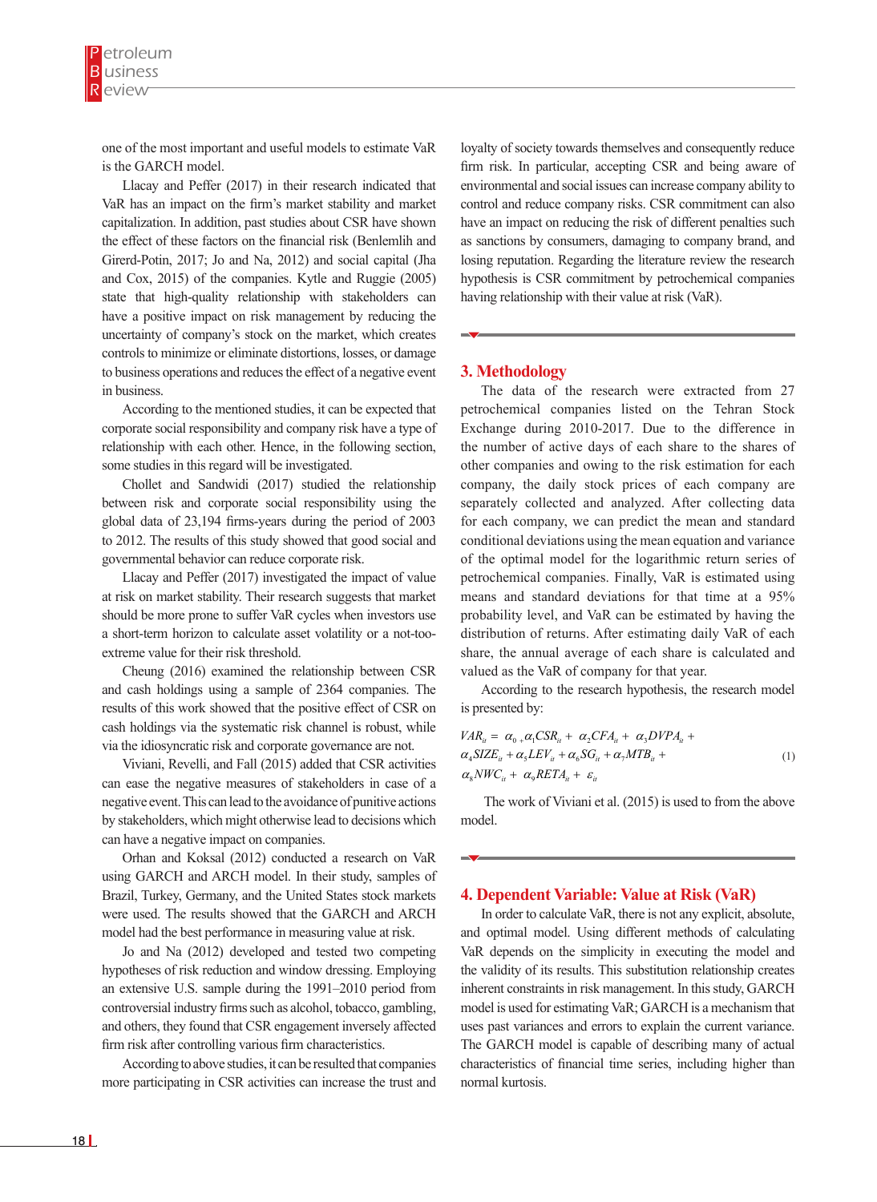one of the most important and useful models to estimate VaR is the GARCH model.

Llacay and Peffer (2017) in their research indicated that VaR has an impact on the firm's market stability and market capitalization. In addition, past studies about CSR have shown the effect of these factors on the financial risk (Benlemlih and Girerd-Potin, 2017; Jo and Na, 2012) and social capital (Jha and Cox, 2015) of the companies. Kytle and Ruggie (2005) state that high-quality relationship with stakeholders can have a positive impact on risk management by reducing the uncertainty of company's stock on the market, which creates controls to minimize or eliminate distortions, losses, or damage to business operations and reduces the effect of a negative event in business.

According to the mentioned studies, it can be expected that corporate social responsibility and company risk have a type of relationship with each other. Hence, in the following section, some studies in this regard will be investigated.

Chollet and Sandwidi (2017) studied the relationship between risk and corporate social responsibility using the global data of 23,194 firms-years during the period of 2003 to 2012. The results of this study showed that good social and governmental behavior can reduce corporate risk.

Llacay and Peffer (2017) investigated the impact of value at risk on market stability. Their research suggests that market should be more prone to suffer VaR cycles when investors use a short-term horizon to calculate asset volatility or a not-too-extreme value for their risk threshold.

Cheung (2016) examined the relationship between CSR and cash holdings using a sample of 2364 companies. The results of this work showed that the positive effect of CSR on cash holdings via the systematic risk channel is robust, while via the idiosyncratic risk and corporate governance are not.

Viviani, Revelli, and Fall (2015) added that CSR activities can ease the negative measures of stakeholders in case of a negative event. This can lead to the avoidance of punitive actions by stakeholders, which might otherwise lead to decisions which can have a negative impact on companies.

Orhan and Koksal (2012) conducted a research on VaR using GARCH and ARCH model. In their study, samples of Brazil, Turkey, Germany, and the United States stock markets were used. The results showed that the GARCH and ARCH model had the best performance in measuring value at risk.

Jo and Na (2012) developed and tested two competing hypotheses of risk reduction and window dressing. Employing an extensive U.S. sample during the 1991–2010 period from controversial industry firms such as alcohol, tobacco, gambling, and others, they found that CSR engagement inversely affected firm risk after controlling various firm characteristics.

According to above studies, it can be resulted that companies more participating in CSR activities can increase the trust and loyalty of society towards themselves and consequently reduce firm risk. In particular, accepting CSR and being aware of environmental and social issues can increase company ability to control and reduce company risks. CSR commitment can also have an impact on reducing the risk of different penalties such as sanctions by consumers, damaging to company brand, and losing reputation. Regarding the literature review the research hypothesis is CSR commitment by petrochemical companies having relationship with their value at risk (VaR).

## 3. Methodology

The data of the research were extracted from 27 petrochemical companies listed on the Tehran Stock Exchange during 2010-2017. Due to the difference in the number of active days of each share to the shares of other companies and owing to the risk estimation for each company, the daily stock prices of each company are separately collected and analyzed. After collecting data for each company, we can predict the mean and standard conditional deviations using the mean equation and variance of the optimal model for the logarithmic return series of petrochemical companies. Finally, VaR is estimated using means and standard deviations for that time at a 95% probability level, and VaR can be estimated by having the distribution of returns. After estimating daily VaR of each share, the annual average of each share is calculated and valued as the VaR of company for that year.

According to the research hypothesis, the research model is presented by:

$$VaR_{it} = \alpha_0 + \alpha_1 CSR_{it} + \alpha_2 CFA_{it} + \alpha_3 DVPA_{it} + \alpha_4 SIZE_{it} + \alpha_5 LEV_{it} + \alpha_6 SG_{it} + \alpha_7 MTB_{it} + \alpha_8 NWC_{it} + \alpha_9 RETA_{it} + \varepsilon_{it} \quad (1)$$

The work of Viviani et al. (2015) is used to from the above model.

## 4. Dependent Variable: Value at Risk (VaR)

In order to calculate VaR, there is not any explicit, absolute, and optimal model. Using different methods of calculating VaR depends on the simplicity in executing the model and the validity of its results. This substitution relationship creates inherent constraints in risk management. In this study, GARCH model is used for estimating VaR; GARCH is a mechanism that uses past variances and errors to explain the current variance. The GARCH model is capable of describing many of actual characteristics of financial time series, including higher than normal kurtosis.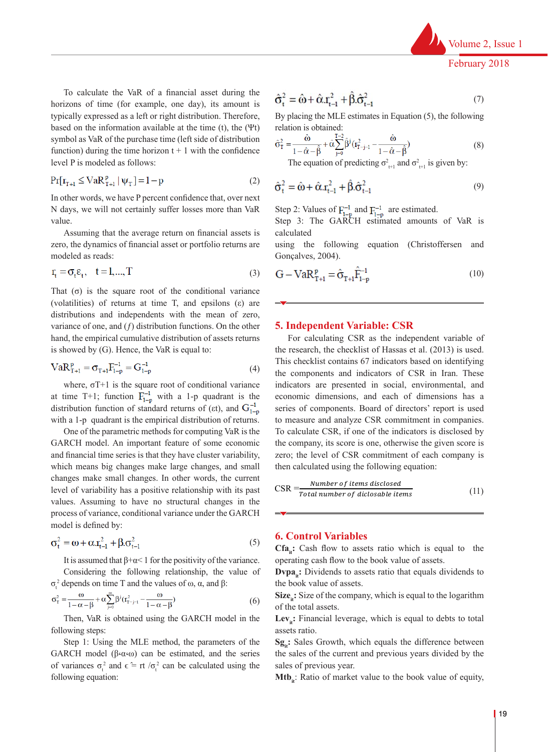To calculate the VaR of a financial asset during the horizons of time (for example, one day), its amount is typically expressed as a left or right distribution. Therefore, based on the information available at the time (t), the (Ψt) symbol as VaR of the purchase time (left side of distribution function) during the time horizon t + 1 with the confidence level P is modeled as follows:

$$\Pr[r_{T+1} \leq VaR^{p}_{T+1} \mid \psi_T] = 1 - p \tag{2}$$

In other words, we have P percent confidence that, over next N days, we will not certainly suffer losses more than VaR value.

Assuming that the average return on financial assets is zero, the dynamics of financial asset or portfolio returns are modeled as reads:

$$r_t = \sigma_t \varepsilon_t, \quad t = 1, \ldots, T \tag{3}$$

That (σ) is the square root of the conditional variance (volatilities) of returns at time T, and epsilons (ε) are distributions and independents with the mean of zero, variance of one, and (*f*) distribution functions. On the other hand, the empirical cumulative distribution of assets returns is showed by (G). Hence, the VaR is equal to:

$$VaR^{p}_{T+1} = \sigma_{T+1} F^{-1}_{1-p} = G^{-1}_{1-p} \tag{4}$$

where, σT+1 is the square root of conditional variance at time T+1; function $F^{-1}_{1-p}$ with a 1-p quadrant is the distribution function of standard returns of (εt), and $G^{-1}_{1-p}$ with a 1-p quadrant is the empirical distribution of returns.

One of the parametric methods for computing VaR is the GARCH model. An important feature of some economic and financial time series is that they have cluster variability, which means big changes make large changes, and small changes make small changes. In other words, the current level of variability has a positive relationship with its past values. Assuming to have no structural changes in the process of variance, conditional variance under the GARCH model is defined by:

$$\sigma^2_t = \omega + \alpha . r^2_{t-1} + \beta . \sigma^2_{t-1} \tag{5}$$

It is assumed that β+α< 1 for the positivity of the variance.

Considering the following relationship, the value of $\sigma^2_t$ depends on time T and the values of ω, α, and β:

$$\sigma^2_T = \frac{\omega}{1-\alpha-\beta} + \alpha \sum_{j=0}^{\infty} \beta^j \left(r^2_{T-j-1} - \frac{\omega}{1-\alpha-\beta}\right) \tag{6}$$

Then, VaR is obtained using the GARCH model in the following steps:

Step 1: Using the MLE method, the parameters of the GARCH model (β‹α‹ω) can be estimated, and the series of variances $\sigma^2_t$ and $\epsilon \doteq rt / \sigma^2_t$ can be calculated using the following equation:

$$\hat{\sigma}^2_t = \hat{\omega} + \hat{\alpha} . r^2_{t-1} + \hat{\beta} . \hat{\sigma}^2_{t-1} \tag{7}$$

By placing the MLE estimates in Equation (5), the following relation is obtained:

$$\hat{\sigma}^2_T = \frac{\hat{\omega}}{1-\hat{\alpha}-\hat{\beta}} + \alpha \sum_{j=0}^{T-2} \hat{\beta}^j \left(r^2_{T-j-1} - \frac{\hat{\omega}}{1-\hat{\alpha}-\hat{\beta}}\right) \tag{8}$$

The equation of predicting $\sigma^2_{t+1}$ and $\sigma^2_{t+1}$ is given by:

$$\hat{\sigma}^2_t = \hat{\omega} + \hat{\alpha} . r^2_{t-1} + \hat{\beta} . \hat{\sigma}^2_{t-1} \tag{9}$$

Step 2: Values of $F^{-1}_{1-p}$ and $\hat{F}^{-1}_{1-p}$ are estimated.

Step 3: The GARCH estimated amounts of VaR is calculated using the following equation (Christoffersen and Gonçalves, 2004).

$$G - VaR^{p}_{T+1} = \hat{\sigma}_{T+1} \hat{F}^{-1}_{1-p} \tag{10}$$

## 5. Independent Variable: CSR

For calculating CSR as the independent variable of the research, the checklist of Hassas et al. (2013) is used. This checklist contains 67 indicators based on identifying the components and indicators of CSR in Iran. These indicators are presented in social, environmental, and economic dimensions, and each of dimensions has a series of components. Board of directors' report is used to measure and analyze CSR commitment in companies. To calculate CSR, if one of the indicators is disclosed by the company, its score is one, otherwise the given score is zero; the level of CSR commitment of each company is then calculated using the following equation:

$$CSR = \frac{\textit{Number of items disclosed}}{\textit{Total number of diclosable items}} \tag{11}$$

## 6. Control Variables

**$Cfa_{it}$:** Cash flow to assets ratio which is equal to the operating cash flow to the book value of assets.

**$Dvpa_{it}$:** Dividends to assets ratio that equals dividends to the book value of assets.

**$Size_{it}$:** Size of the company, which is equal to the logarithm of the total assets.

**$Lev_{it}$:** Financial leverage, which is equal to debts to total assets ratio.

**$Sg_{it}$:** Sales Growth, which equals the difference between the sales of the current and previous years divided by the sales of previous year.

**$Mtb_{it}$:** Ratio of market value to the book value of equity,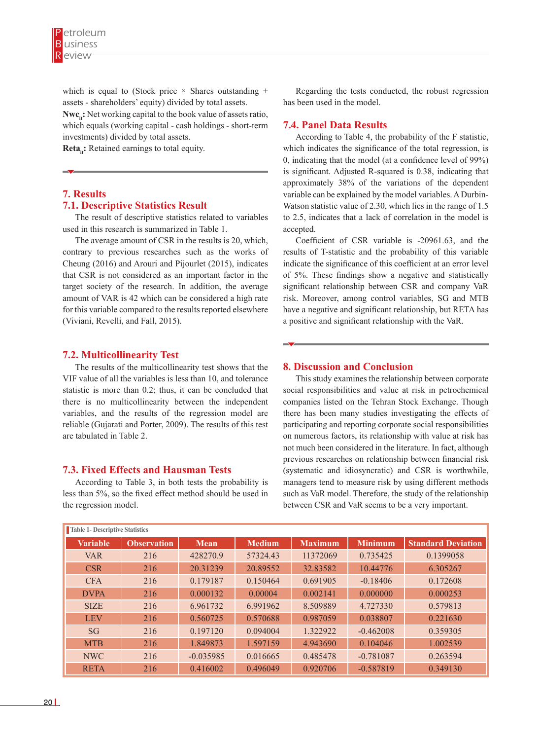which is equal to (Stock price × Shares outstanding + assets - shareholders' equity) divided by total assets.

**$Nwc_{it}$:** Net working capital to the book value of assets ratio, which equals (working capital - cash holdings - short-term investments) divided by total assets.

**$Reta_{it}$:** Retained earnings to total equity.

## 7. Results

### 7.1. Descriptive Statistics Result

The result of descriptive statistics related to variables used in this research is summarized in Table 1.

The average amount of CSR in the results is 20, which, contrary to previous researches such as the works of Cheung (2016) and Arouri and Pijourlet (2015), indicates that CSR is not considered as an important factor in the target society of the research. In addition, the average amount of VAR is 42 which can be considered a high rate for this variable compared to the results reported elsewhere (Viviani, Revelli, and Fall, 2015).

### 7.2. Multicollinearity Test

The results of the multicollinearity test shows that the VIF value of all the variables is less than 10, and tolerance statistic is more than 0.2; thus, it can be concluded that there is no multicollinearity between the independent variables, and the results of the regression model are reliable (Gujarati and Porter, 2009). The results of this test are tabulated in Table 2.

### 7.3. Fixed Effects and Hausman Tests

According to Table 3, in both tests the probability is less than 5%, so the fixed effect method should be used in the regression model.

Regarding the tests conducted, the robust regression has been used in the model.

### 7.4. Panel Data Results

According to Table 4, the probability of the F statistic, which indicates the significance of the total regression, is 0, indicating that the model (at a confidence level of 99%) is significant. Adjusted R-squared is 0.38, indicating that approximately 38% of the variations of the dependent variable can be explained by the model variables. A Durbin-Watson statistic value of 2.30, which lies in the range of 1.5 to 2.5, indicates that a lack of correlation in the model is accepted.

Coefficient of CSR variable is -20961.63, and the results of T-statistic and the probability of this variable indicate the significance of this coefficient at an error level of 5%. These findings show a negative and statistically significant relationship between CSR and company VaR risk. Moreover, among control variables, SG and MTB have a negative and significant relationship, but RETA has a positive and significant relationship with the VaR.

## 8. Discussion and Conclusion

This study examines the relationship between corporate social responsibilities and value at risk in petrochemical companies listed on the Tehran Stock Exchange. Though there has been many studies investigating the effects of participating and reporting corporate social responsibilities on numerous factors, its relationship with value at risk has not much been considered in the literature. In fact, although previous researches on relationship between financial risk (systematic and idiosyncratic) and CSR is worthwhile, managers tend to measure risk by using different methods such as VaR model. Therefore, the study of the relationship between CSR and VaR seems to be a very important.

Table 1- Descriptive Statistics

| Variable | Observation | Mean | Medium | Maximum | Minimum | Standard Deviation |
|---|---|---|---|---|---|---|
| VAR | 216 | 428270.9 | 57324.43 | 11372069 | 0.735425 | 0.1399058 |
| CSR | 216 | 20.31239 | 20.89552 | 32.83582 | 10.44776 | 6.305267 |
| CFA | 216 | 0.179187 | 0.150464 | 0.691905 | -0.18406 | 0.172608 |
| DVPA | 216 | 0.000132 | 0.00004 | 0.002141 | 0.000000 | 0.000253 |
| SIZE | 216 | 6.961732 | 6.991962 | 8.509889 | 4.727330 | 0.579813 |
| LEV | 216 | 0.560725 | 0.570688 | 0.987059 | 0.038807 | 0.221630 |
| SG | 216 | 0.197120 | 0.094004 | 1.322922 | -0.462008 | 0.359305 |
| MTB | 216 | 1.849873 | 1.597159 | 4.943690 | 0.104046 | 1.002539 |
| NWC | 216 | -0.035985 | 0.016665 | 0.485478 | -0.781087 | 0.263594 |
| RETA | 216 | 0.416002 | 0.496049 | 0.920706 | -0.587819 | 0.349130 |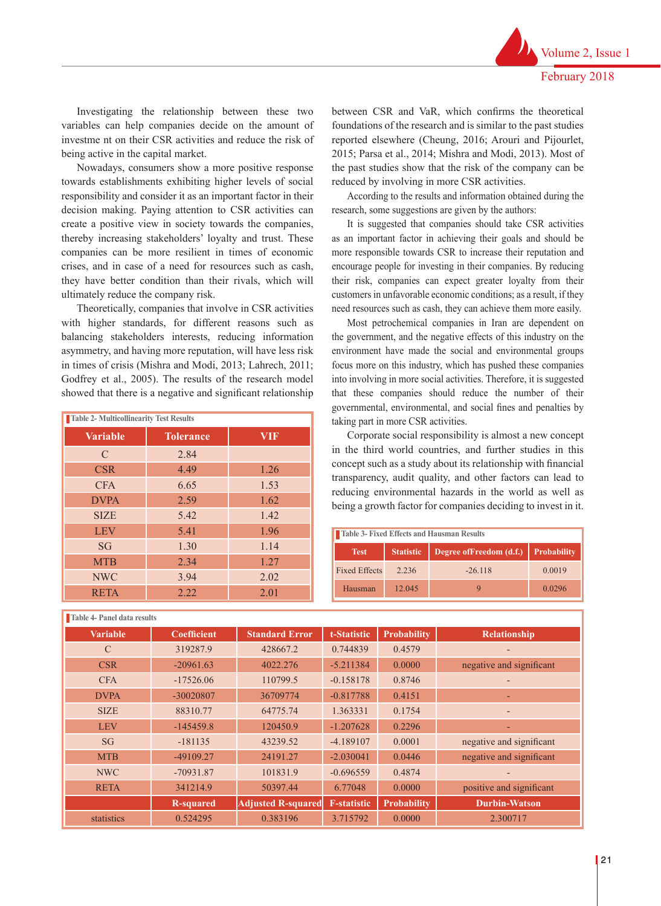Investigating the relationship between these two variables can help companies decide on the amount of investme nt on their CSR activities and reduce the risk of being active in the capital market.

Nowadays, consumers show a more positive response towards establishments exhibiting higher levels of social responsibility and consider it as an important factor in their decision making. Paying attention to CSR activities can create a positive view in society towards the companies, thereby increasing stakeholders' loyalty and trust. These companies can be more resilient in times of economic crises, and in case of a need for resources such as cash, they have better condition than their rivals, which will ultimately reduce the company risk.

Theoretically, companies that involve in CSR activities with higher standards, for different reasons such as balancing stakeholders interests, reducing information asymmetry, and having more reputation, will have less risk in times of crisis (Mishra and Modi, 2013; Lahrech, 2011; Godfrey et al., 2005). The results of the research model showed that there is a negative and significant relationship between CSR and VaR, which confirms the theoretical foundations of the research and is similar to the past studies reported elsewhere (Cheung, 2016; Arouri and Pijourlet, 2015; Parsa et al., 2014; Mishra and Modi, 2013). Most of the past studies show that the risk of the company can be reduced by involving in more CSR activities.

According to the results and information obtained during the research, some suggestions are given by the authors:

It is suggested that companies should take CSR activities as an important factor in achieving their goals and should be more responsible towards CSR to increase their reputation and encourage people for investing in their companies. By reducing their risk, companies can expect greater loyalty from their customers in unfavorable economic conditions; as a result, if they need resources such as cash, they can achieve them more easily.

Most petrochemical companies in Iran are dependent on the government, and the negative effects of this industry on the environment have made the social and environmental groups focus more on this industry, which has pushed these companies into involving in more social activities. Therefore, it is suggested that these companies should reduce the number of their governmental, environmental, and social fines and penalties by taking part in more CSR activities.

Corporate social responsibility is almost a new concept in the third world countries, and further studies in this concept such as a study about its relationship with financial transparency, audit quality, and other factors can lead to reducing environmental hazards in the world as well as being a growth factor for companies deciding to invest in it.

**Table 2- Multicollinearity Test Results**

| Variable | Tolerance | VIF |
|---|---|---|
| C | 2.84 | |
| CSR | 4.49 | 1.26 |
| CFA | 6.65 | 1.53 |
| DVPA | 2.59 | 1.62 |
| SIZE | 5.42 | 1.42 |
| LEV | 5.41 | 1.96 |
| SG | 1.30 | 1.14 |
| MTB | 2.34 | 1.27 |
| NWC | 3.94 | 2.02 |
| RETA | 2.22 | 2.01 |

**Table 3- Fixed Effects and Hausman Results**

| Test | Statistic | Degree ofFreedom (d.f.) | Probability |
|---|---|---|---|
| Fixed Effects | 2.236 | -26.118 | 0.0019 |
| Hausman | 12.045 | 9 | 0.0296 |

**Table 4- Panel data results**

| Variable | Coefficient | Standard Error | t-Statistic | Probability | Relationship |
|---|---|---|---|---|---|
| C | 319287.9 | 428667.2 | 0.744839 | 0.4579 | - |
| CSR | -20961.63 | 4022.276 | -5.211384 | 0.0000 | negative and significant |
| CFA | -17526.06 | 110799.5 | -0.158178 | 0.8746 | - |
| DVPA | -30020807 | 36709774 | -0.817788 | 0.4151 | - |
| SIZE | 88310.77 | 64775.74 | 1.363331 | 0.1754 | - |
| LEV | -145459.8 | 120450.9 | -1.207628 | 0.2296 | - |
| SG | -181135 | 43239.52 | -4.189107 | 0.0001 | negative and significant |
| MTB | -49109.27 | 24191.27 | -2.030041 | 0.0446 | negative and significant |
| NWC | -70931.87 | 101831.9 | -0.696559 | 0.4874 | - |
| RETA | 341214.9 | 50397.44 | 6.77048 | 0.0000 | positive and significant |
| | R-squared | Adjusted R-squared | F-statistic | Probability | Durbin-Watson |
| statistics | 0.524295 | 0.383196 | 3.715792 | 0.0000 | 2.300717 |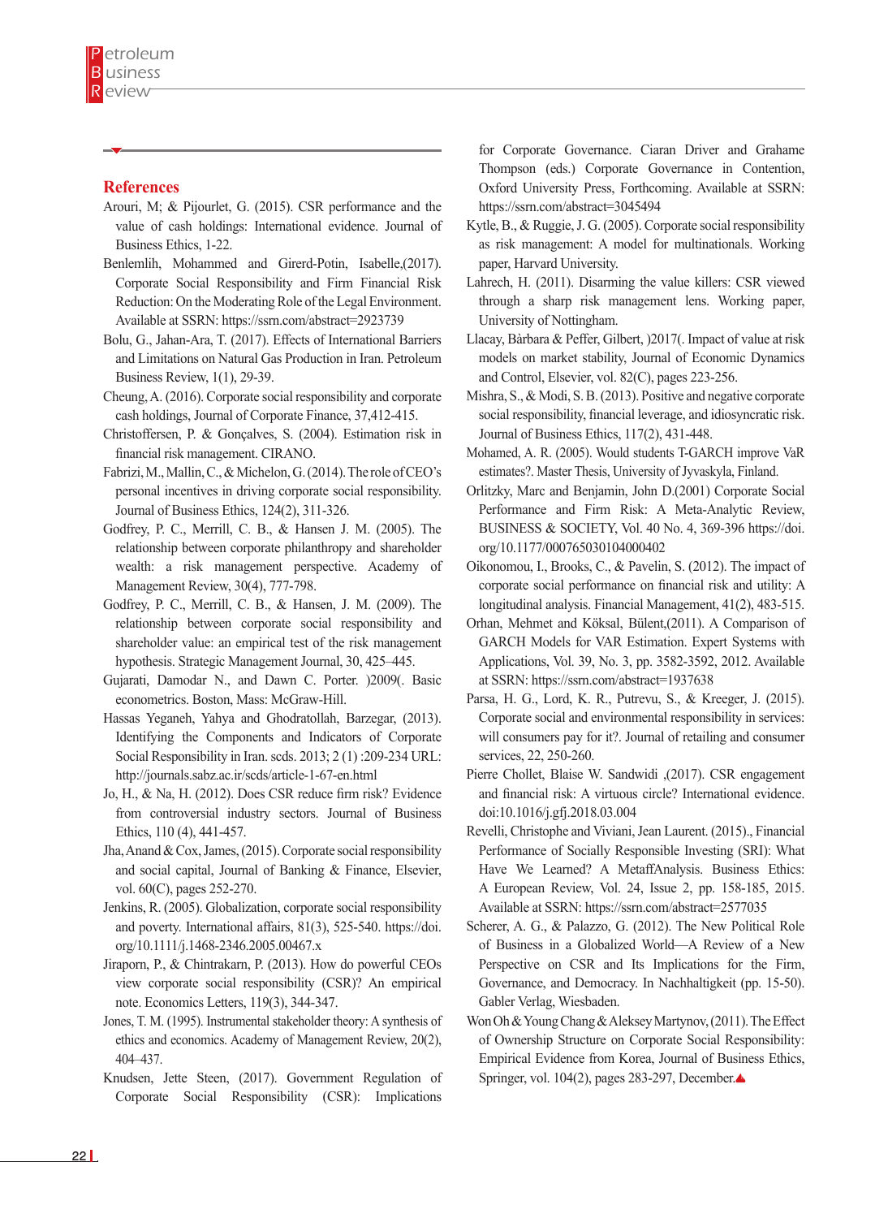## References

Arouri, M; & Pijourlet, G. (2015). CSR performance and the value of cash holdings: International evidence. Journal of Business Ethics, 1-22.

Benlemlih, Mohammed and Girerd-Potin, Isabelle,(2017). Corporate Social Responsibility and Firm Financial Risk Reduction: On the Moderating Role of the Legal Environment. Available at SSRN: https://ssrn.com/abstract=2923739

Bolu, G., Jahan-Ara, T. (2017). Effects of International Barriers and Limitations on Natural Gas Production in Iran. Petroleum Business Review, 1(1), 29-39.

Cheung, A. (2016). Corporate social responsibility and corporate cash holdings, Journal of Corporate Finance, 37,412-415.

Christoffersen, P. & Gonçalves, S. (2004). Estimation risk in financial risk management. CIRANO.

Fabrizi, M., Mallin, C., & Michelon, G. (2014). The role of CEO's personal incentives in driving corporate social responsibility. Journal of Business Ethics, 124(2), 311-326.

Godfrey, P. C., Merrill, C. B., & Hansen J. M. (2005). The relationship between corporate philanthropy and shareholder wealth: a risk management perspective. Academy of Management Review, 30(4), 777-798.

Godfrey, P. C., Merrill, C. B., & Hansen, J. M. (2009). The relationship between corporate social responsibility and shareholder value: an empirical test of the risk management hypothesis. Strategic Management Journal, 30, 425–445.

Gujarati, Damodar N., and Dawn C. Porter. )2009(. Basic econometrics. Boston, Mass: McGraw-Hill.

Hassas Yeganeh, Yahya and Ghodratollah, Barzegar, (2013). Identifying the Components and Indicators of Corporate Social Responsibility in Iran. scds. 2013; 2 (1) :209-234 URL: http://journals.sabz.ac.ir/scds/article-1-67-en.html

Jo, H., & Na, H. (2012). Does CSR reduce firm risk? Evidence from controversial industry sectors. Journal of Business Ethics, 110 (4), 441-457.

Jha, Anand & Cox, James, (2015). Corporate social responsibility and social capital, Journal of Banking & Finance, Elsevier, vol. 60(C), pages 252-270.

Jenkins, R. (2005). Globalization, corporate social responsibility and poverty. International affairs, 81(3), 525-540. https://doi.org/10.1111/j.1468-2346.2005.00467.x

Jiraporn, P., & Chintrakarn, P. (2013). How do powerful CEOs view corporate social responsibility (CSR)? An empirical note. Economics Letters, 119(3), 344-347.

Jones, T. M. (1995). Instrumental stakeholder theory: A synthesis of ethics and economics. Academy of Management Review, 20(2), 404–437.

Knudsen, Jette Steen, (2017). Government Regulation of Corporate Social Responsibility (CSR): Implications for Corporate Governance. Ciaran Driver and Grahame Thompson (eds.) Corporate Governance in Contention, Oxford University Press, Forthcoming. Available at SSRN: https://ssrn.com/abstract=3045494

Kytle, B., & Ruggie, J. G. (2005). Corporate social responsibility as risk management: A model for multinationals. Working paper, Harvard University.

Lahrech, H. (2011). Disarming the value killers: CSR viewed through a sharp risk management lens. Working paper, University of Nottingham.

Llacay, Bàrbara & Peffer, Gilbert, )2017(. Impact of value at risk models on market stability, Journal of Economic Dynamics and Control, Elsevier, vol. 82(C), pages 223-256.

Mishra, S., & Modi, S. B. (2013). Positive and negative corporate social responsibility, financial leverage, and idiosyncratic risk. Journal of Business Ethics, 117(2), 431-448.

Mohamed, A. R. (2005). Would students T-GARCH improve VaR estimates?. Master Thesis, University of Jyvaskyla, Finland.

Orlitzky, Marc and Benjamin, John D.(2001) Corporate Social Performance and Firm Risk: A Meta-Analytic Review, BUSINESS & SOCIETY, Vol. 40 No. 4, 369-396 https://doi.org/10.1177/000765030104000402

Oikonomou, I., Brooks, C., & Pavelin, S. (2012). The impact of corporate social performance on financial risk and utility: A longitudinal analysis. Financial Management, 41(2), 483-515.

Orhan, Mehmet and Köksal, Bülent,(2011). A Comparison of GARCH Models for VAR Estimation. Expert Systems with Applications, Vol. 39, No. 3, pp. 3582-3592, 2012. Available at SSRN: https://ssrn.com/abstract=1937638

Parsa, H. G., Lord, K. R., Putrevu, S., & Kreeger, J. (2015). Corporate social and environmental responsibility in services: will consumers pay for it?. Journal of retailing and consumer services, 22, 250-260.

Pierre Chollet, Blaise W. Sandwidi ,(2017). CSR engagement and financial risk: A virtuous circle? International evidence. doi:10.1016/j.gfj.2018.03.004

Revelli, Christophe and Viviani, Jean Laurent. (2015)., Financial Performance of Socially Responsible Investing (SRI): What Have We Learned? A MetaffAnalysis. Business Ethics: A European Review, Vol. 24, Issue 2, pp. 158-185, 2015. Available at SSRN: https://ssrn.com/abstract=2577035

Scherer, A. G., & Palazzo, G. (2012). The New Political Role of Business in a Globalized World—A Review of a New Perspective on CSR and Its Implications for the Firm, Governance, and Democracy. In Nachhaltigkeit (pp. 15-50). Gabler Verlag, Wiesbaden.

Won Oh & Young Chang & Aleksey Martynov, (2011). The Effect of Ownership Structure on Corporate Social Responsibility: Empirical Evidence from Korea, Journal of Business Ethics, Springer, vol. 104(2), pages 283-297, December.